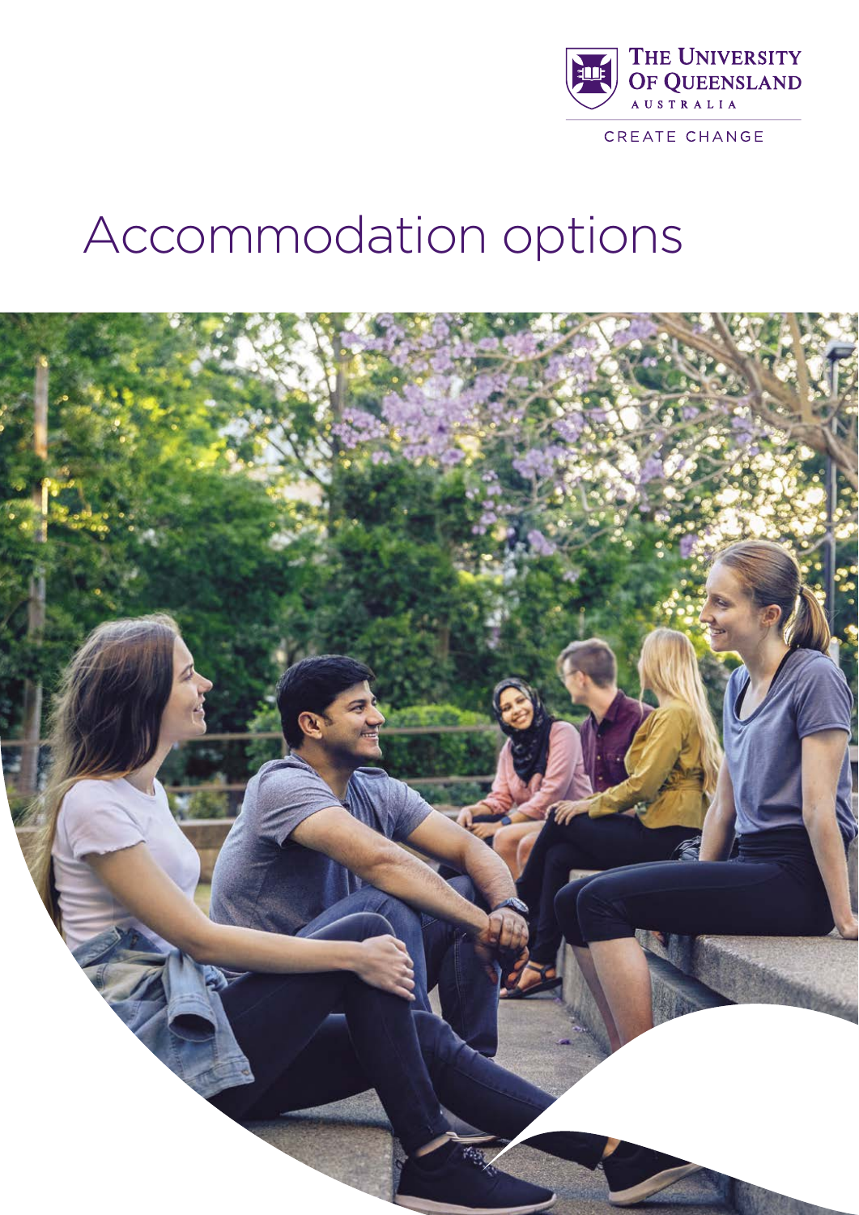The University of Queensland

Australia

CREATE CHANGE

# Accommodation options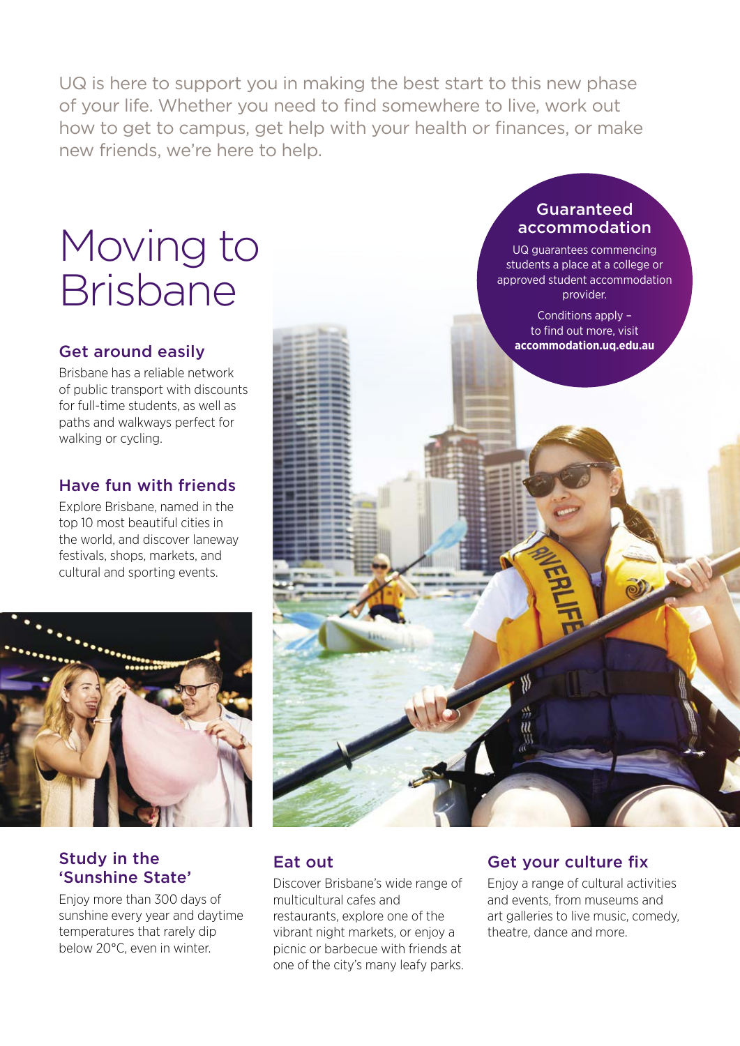UQ is here to support you in making the best start to this new phase of your life. Whether you need to find somewhere to live, work out how to get to campus, get help with your health or finances, or make new friends, we're here to help.

# Moving to Brisbane

## Get around easily

Brisbane has a reliable network of public transport with discounts for full-time students, as well as paths and walkways perfect for walking or cycling.

## Have fun with friends

Explore Brisbane, named in the top 10 most beautiful cities in the world, and discover laneway festivals, shops, markets, and cultural and sporting events.

## Guaranteed accommodation

UQ guarantees commencing students a place at a college or approved student accommodation provider.

Conditions apply – to find out more, visit **accommodation.uq.edu.au**

## Study in the 'Sunshine State'

Enjoy more than 300 days of sunshine every year and daytime temperatures that rarely dip below 20°C, even in winter.

## Eat out

Discover Brisbane's wide range of multicultural cafes and restaurants, explore one of the vibrant night markets, or enjoy a picnic or barbecue with friends at one of the city's many leafy parks.

## Get your culture fix

Enjoy a range of cultural activities and events, from museums and art galleries to live music, comedy, theatre, dance and more.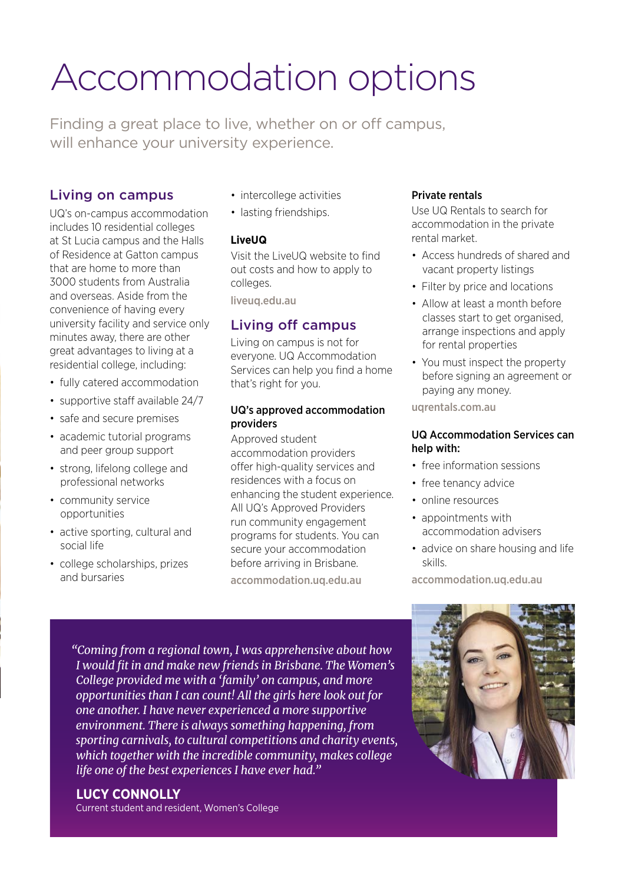# Accommodation options

Finding a great place to live, whether on or off campus, will enhance your university experience.

## Living on campus

UQ's on-campus accommodation includes 10 residential colleges at St Lucia campus and the Halls of Residence at Gatton campus that are home to more than 3000 students from Australia and overseas. Aside from the convenience of having every university facility and service only minutes away, there are other great advantages to living at a residential college, including:

- fully catered accommodation
- supportive staff available 24/7
- safe and secure premises
- academic tutorial programs and peer group support
- strong, lifelong college and professional networks
- community service opportunities
- active sporting, cultural and social life
- college scholarships, prizes and bursaries
- intercollege activities
- lasting friendships.

### LiveUQ

Visit the LiveUQ website to find out costs and how to apply to colleges.

liveuq.edu.au

## Living off campus

Living on campus is not for everyone. UQ Accommodation Services can help you find a home that's right for you.

### UQ's approved accommodation providers

Approved student accommodation providers offer high-quality services and residences with a focus on enhancing the student experience. All UQ's Approved Providers run community engagement programs for students. You can secure your accommodation before arriving in Brisbane.

accommodation.uq.edu.au

### Private rentals

Use UQ Rentals to search for accommodation in the private rental market.

- Access hundreds of shared and vacant property listings
- Filter by price and locations
- Allow at least a month before classes start to get organised, arrange inspections and apply for rental properties
- You must inspect the property before signing an agreement or paying any money.

uqrentals.com.au

### UQ Accommodation Services can help with:

- free information sessions
- free tenancy advice
- online resources
- appointments with accommodation advisers
- advice on share housing and life skills.

accommodation.uq.edu.au

*"Coming from a regional town, I was apprehensive about how I would fit in and make new friends in Brisbane. The Women's College provided me with a 'family' on campus, and more opportunities than I can count! All the girls here look out for one another. I have never experienced a more supportive environment. There is always something happening, from sporting carnivals, to cultural competitions and charity events, which together with the incredible community, makes college life one of the best experiences I have ever had."*

**LUCY CONNOLLY**
Current student and resident, Women's College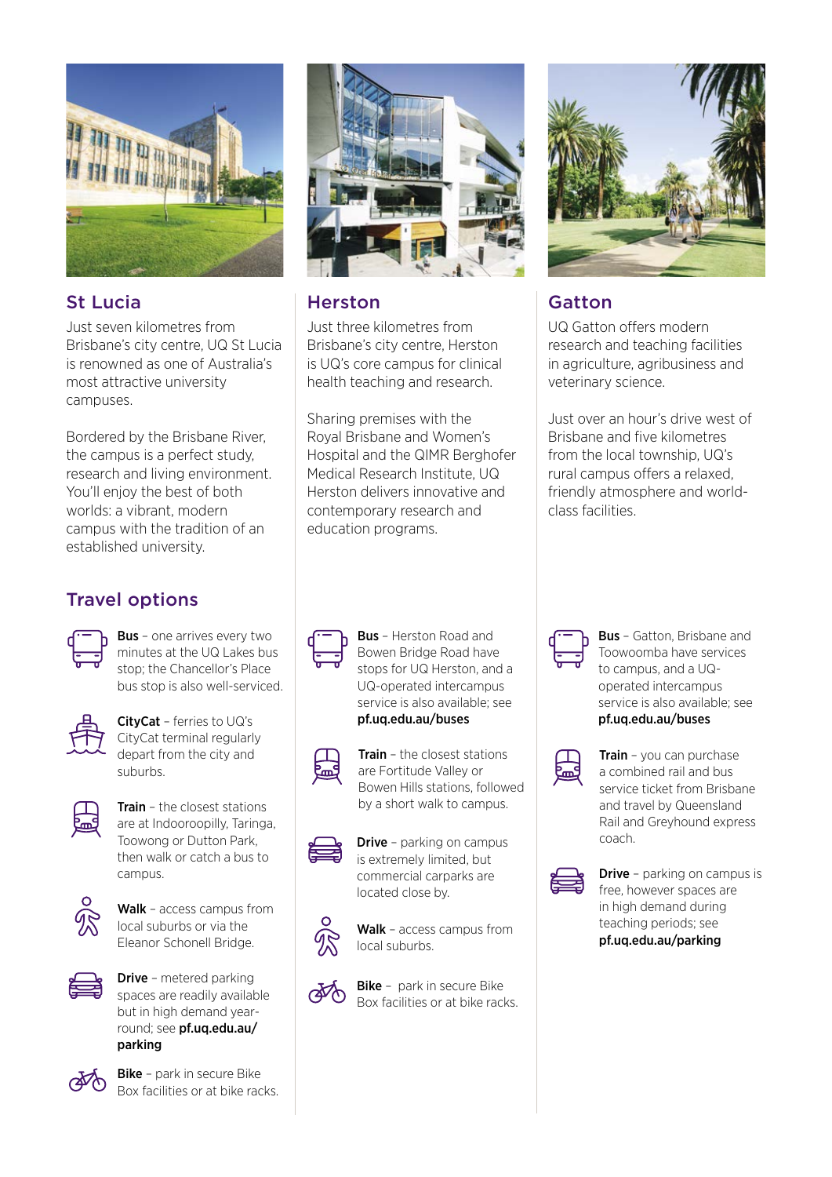## St Lucia

Just seven kilometres from Brisbane's city centre, UQ St Lucia is renowned as one of Australia's most attractive university campuses.

Bordered by the Brisbane River, the campus is a perfect study, research and living environment. You'll enjoy the best of both worlds: a vibrant, modern campus with the tradition of an established university.

### Travel options

**Bus** – one arrives every two minutes at the UQ Lakes bus stop; the Chancellor's Place bus stop is also well-serviced.

**CityCat** – ferries to UQ's CityCat terminal regularly depart from the city and suburbs.

**Train** – the closest stations are at Indooroopilly, Taringa, Toowong or Dutton Park, then walk or catch a bus to campus.

**Walk** – access campus from local suburbs or via the Eleanor Schonell Bridge.

**Drive** – metered parking spaces are readily available but in high demand year-round; see **pf.uq.edu.au/parking**

**Bike** – park in secure Bike Box facilities or at bike racks.

## Herston

Just three kilometres from Brisbane's city centre, Herston is UQ's core campus for clinical health teaching and research.

Sharing premises with the Royal Brisbane and Women's Hospital and the QIMR Berghofer Medical Research Institute, UQ Herston delivers innovative and contemporary research and education programs.

**Bus** – Herston Road and Bowen Bridge Road have stops for UQ Herston, and a UQ-operated intercampus service is also available; see **pf.uq.edu.au/buses**

**Train** – the closest stations are Fortitude Valley or Bowen Hills stations, followed by a short walk to campus.

**Drive** – parking on campus is extremely limited, but commercial carparks are located close by.

**Walk** – access campus from local suburbs.

**Bike** – park in secure Bike Box facilities or at bike racks.

## Gatton

UQ Gatton offers modern research and teaching facilities in agriculture, agribusiness and veterinary science.

Just over an hour's drive west of Brisbane and five kilometres from the local township, UQ's rural campus offers a relaxed, friendly atmosphere and world-class facilities.

**Bus** – Gatton, Brisbane and Toowoomba have services to campus, and a UQ-operated intercampus service is also available; see **pf.uq.edu.au/buses**

**Train** – you can purchase a combined rail and bus service ticket from Brisbane and travel by Queensland Rail and Greyhound express coach.

**Drive** – parking on campus is free, however spaces are in high demand during teaching periods; see **pf.uq.edu.au/parking**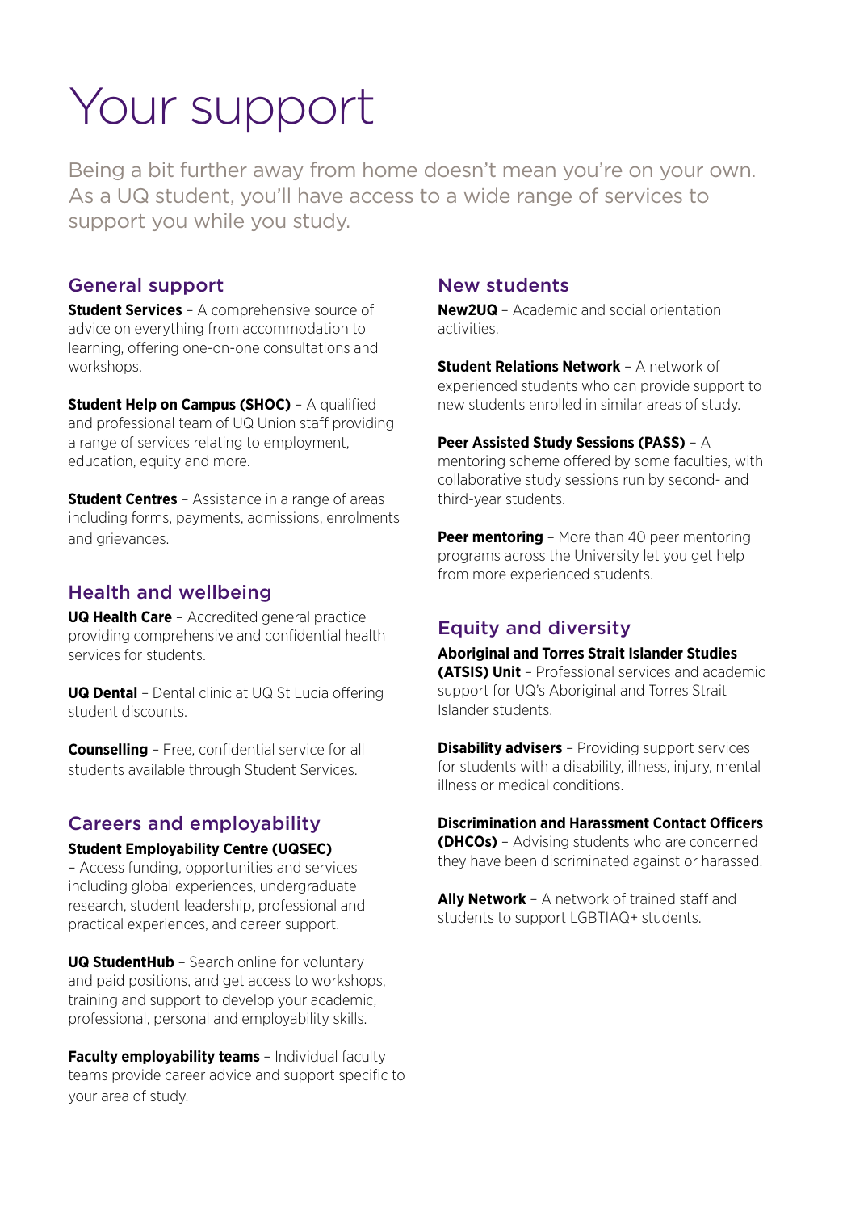# Your support

Being a bit further away from home doesn't mean you're on your own. As a UQ student, you'll have access to a wide range of services to support you while you study.

## General support

**Student Services** – A comprehensive source of advice on everything from accommodation to learning, offering one-on-one consultations and workshops.

**Student Help on Campus (SHOC)** – A qualified and professional team of UQ Union staff providing a range of services relating to employment, education, equity and more.

**Student Centres** – Assistance in a range of areas including forms, payments, admissions, enrolments and grievances.

## Health and wellbeing

**UQ Health Care** – Accredited general practice providing comprehensive and confidential health services for students.

**UQ Dental** – Dental clinic at UQ St Lucia offering student discounts.

**Counselling** – Free, confidential service for all students available through Student Services.

## Careers and employability

**Student Employability Centre (UQSEC)** – Access funding, opportunities and services including global experiences, undergraduate research, student leadership, professional and practical experiences, and career support.

**UQ StudentHub** – Search online for voluntary and paid positions, and get access to workshops, training and support to develop your academic, professional, personal and employability skills.

**Faculty employability teams** – Individual faculty teams provide career advice and support specific to your area of study.

## New students

**New2UQ** – Academic and social orientation activities.

**Student Relations Network** – A network of experienced students who can provide support to new students enrolled in similar areas of study.

**Peer Assisted Study Sessions (PASS)** – A mentoring scheme offered by some faculties, with collaborative study sessions run by second- and third-year students.

**Peer mentoring** – More than 40 peer mentoring programs across the University let you get help from more experienced students.

## Equity and diversity

**Aboriginal and Torres Strait Islander Studies (ATSIS) Unit** – Professional services and academic support for UQ's Aboriginal and Torres Strait Islander students.

**Disability advisers** – Providing support services for students with a disability, illness, injury, mental illness or medical conditions.

**Discrimination and Harassment Contact Officers (DHCOs)** – Advising students who are concerned they have been discriminated against or harassed.

**Ally Network** – A network of trained staff and students to support LGBTIAQ+ students.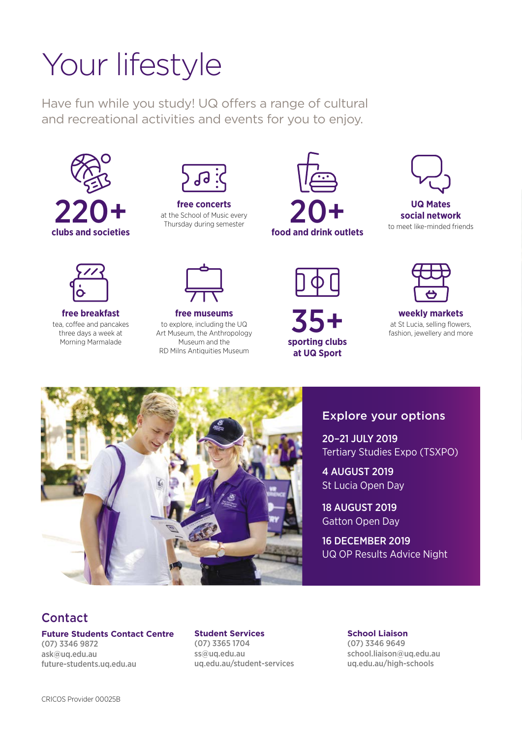# Your lifestyle

Have fun while you study! UQ offers a range of cultural and recreational activities and events for you to enjoy.

**220+**
**clubs and societies**

**free concerts**
at the School of Music every Thursday during semester

**20+**
**food and drink outlets**

**UQ Mates social network**
to meet like-minded friends

**free breakfast**
tea, coffee and pancakes three days a week at Morning Marmalade

**free museums**
to explore, including the UQ Art Museum, the Anthropology Museum and the RD Milns Antiquities Museum

**35+**
**sporting clubs at UQ Sport**

**weekly markets**
at St Lucia, selling flowers, fashion, jewellery and more

## Explore your options

**20–21 JULY 2019**
Tertiary Studies Expo (TSXPO)

**4 AUGUST 2019**
St Lucia Open Day

**18 AUGUST 2019**
Gatton Open Day

**16 DECEMBER 2019**
UQ OP Results Advice Night

## Contact

**Future Students Contact Centre**
(07) 3346 9872
ask@uq.edu.au
future-students.uq.edu.au

**Student Services**
(07) 3365 1704
ss@uq.edu.au
uq.edu.au/student-services

**School Liaison**
(07) 3346 9649
school.liaison@uq.edu.au
uq.edu.au/high-schools

CRICOS Provider 00025B